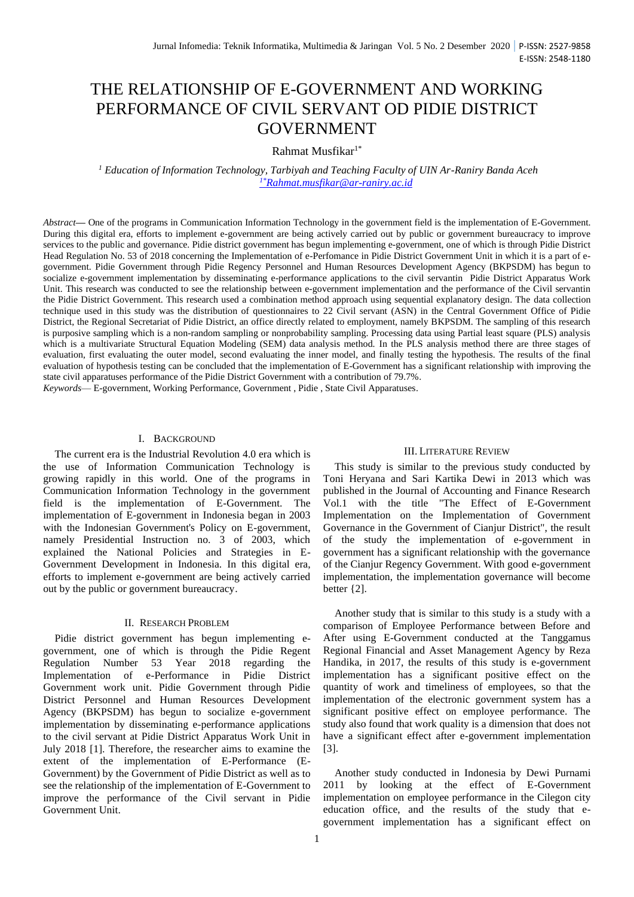# THE RELATIONSHIP OF E-GOVERNMENT AND WORKING PERFORMANCE OF CIVIL SERVANT OD PIDIE DISTRICT GOVERNMENT

Rahmat Musfikar[1*]

[1] *Education of Information Technology, Tarbiyah and Teaching Faculty of UIN Ar-Raniry Banda Aceh*
[1*]Rahmat.musfikar@ar-raniry.ac.id

*Abstract*— One of the programs in Communication Information Technology in the government field is the implementation of E-Government. During this digital era, efforts to implement e-government are being actively carried out by public or government bureaucracy to improve services to the public and governance. Pidie district government has begun implementing e-government, one of which is through Pidie District Head Regulation No. 53 of 2018 concerning the Implementation of e-Perfomance in Pidie District Government Unit in which it is a part of e-government. Pidie Government through Pidie Regency Personnel and Human Resources Development Agency (BKPSDM) has begun to socialize e-government implementation by disseminating e-performance applications to the civil servantin Pidie District Apparatus Work Unit. This research was conducted to see the relationship between e-government implementation and the performance of the Civil servantin the Pidie District Government. This research used a combination method approach using sequential explanatory design. The data collection technique used in this study was the distribution of questionnaires to 22 Civil servant (ASN) in the Central Government Office of Pidie District, the Regional Secretariat of Pidie District, an office directly related to employment, namely BKPSDM. The sampling of this research is purposive sampling which is a non-random sampling or nonprobability sampling. Processing data using Partial least square (PLS) analysis which is a multivariate Structural Equation Modeling (SEM) data analysis method. In the PLS analysis method there are three stages of evaluation, first evaluating the outer model, second evaluating the inner model, and finally testing the hypothesis. The results of the final evaluation of hypothesis testing can be concluded that the implementation of E-Government has a significant relationship with improving the state civil apparatuses performance of the Pidie District Government with a contribution of 79.7%.

*Keywords*— E-government, Working Performance, Government , Pidie , State Civil Apparatuses.

## I. BACKGROUND

The current era is the Industrial Revolution 4.0 era which is the use of Information Communication Technology is growing rapidly in this world. One of the programs in Communication Information Technology in the government field is the implementation of E-Government. The implementation of E-government in Indonesia began in 2003 with the Indonesian Government's Policy on E-government, namely Presidential Instruction no. 3 of 2003, which explained the National Policies and Strategies in E-Government Development in Indonesia. In this digital era, efforts to implement e-government are being actively carried out by the public or government bureaucracy.

## II. RESEARCH PROBLEM

Pidie district government has begun implementing e-government, one of which is through the Pidie Regent Regulation Number 53 Year 2018 regarding the Implementation of e-Performance in Pidie District Government work unit. Pidie Government through Pidie District Personnel and Human Resources Development Agency (BKPSDM) has begun to socialize e-government implementation by disseminating e-performance applications to the civil servant at Pidie District Apparatus Work Unit in July 2018 [1]. Therefore, the researcher aims to examine the extent of the implementation of E-Performance (E-Government) by the Government of Pidie District as well as to see the relationship of the implementation of E-Government to improve the performance of the Civil servant in Pidie Government Unit.

## III. LITERATURE REVIEW

This study is similar to the previous study conducted by Toni Heryana and Sari Kartika Dewi in 2013 which was published in the Journal of Accounting and Finance Research Vol.1 with the title "The Effect of E-Government Implementation on the Implementation of Government Governance in the Government of Cianjur District", the result of the study the implementation of e-government in government has a significant relationship with the governance of the Cianjur Regency Government. With good e-government implementation, the implementation governance will become better {2].

Another study that is similar to this study is a study with a comparison of Employee Performance between Before and After using E-Government conducted at the Tanggamus Regional Financial and Asset Management Agency by Reza Handika, in 2017, the results of this study is e-government implementation has a significant positive effect on the quantity of work and timeliness of employees, so that the implementation of the electronic government system has a significant positive effect on employee performance. The study also found that work quality is a dimension that does not have a significant effect after e-government implementation [3].

Another study conducted in Indonesia by Dewi Purnami 2011 by looking at the effect of E-Government implementation on employee performance in the Cilegon city education office, and the results of the study that e-government implementation has a significant effect on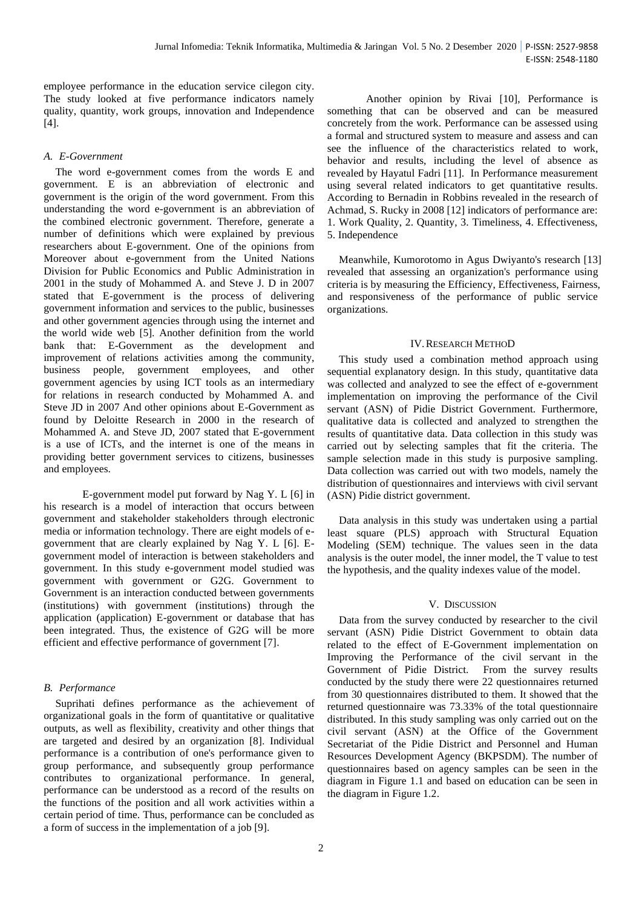employee performance in the education service cilegon city. The study looked at five performance indicators namely quality, quantity, work groups, innovation and Independence [4].

### A. E-Government

The word e-government comes from the words E and government. E is an abbreviation of electronic and government is the origin of the word government. From this understanding the word e-government is an abbreviation of the combined electronic government. Therefore, generate a number of definitions which were explained by previous researchers about E-government. One of the opinions from Moreover about e-government from the United Nations Division for Public Economics and Public Administration in 2001 in the study of Mohammed A. and Steve J. D in 2007 stated that E-government is the process of delivering government information and services to the public, businesses and other government agencies through using the internet and the world wide web [5]. Another definition from the world bank that: E-Government as the development and improvement of relations activities among the community, business people, government employees, and other government agencies by using ICT tools as an intermediary for relations in research conducted by Mohammed A. and Steve JD in 2007 And other opinions about E-Government as found by Deloitte Research in 2000 in the research of Mohammed A. and Steve JD, 2007 stated that E-government is a use of ICTs, and the internet is one of the means in providing better government services to citizens, businesses and employees.

E-government model put forward by Nag Y. L [6] in his research is a model of interaction that occurs between government and stakeholder stakeholders through electronic media or information technology. There are eight models of e-government that are clearly explained by Nag Y. L [6]. E-government model of interaction is between stakeholders and government. In this study e-government model studied was government with government or G2G. Government to Government is an interaction conducted between governments (institutions) with government (institutions) through the application (application) E-government or database that has been integrated. Thus, the existence of G2G will be more efficient and effective performance of government [7].

### B. Performance

Suprihati defines performance as the achievement of organizational goals in the form of quantitative or qualitative outputs, as well as flexibility, creativity and other things that are targeted and desired by an organization [8]. Individual performance is a contribution of one's performance given to group performance, and subsequently group performance contributes to organizational performance. In general, performance can be understood as a record of the results on the functions of the position and all work activities within a certain period of time. Thus, performance can be concluded as a form of success in the implementation of a job [9].

Another opinion by Rivai [10], Performance is something that can be observed and can be measured concretely from the work. Performance can be assessed using a formal and structured system to measure and assess and can see the influence of the characteristics related to work, behavior and results, including the level of absence as revealed by Hayatul Fadri [11]. In Performance measurement using several related indicators to get quantitative results. According to Bernadin in Robbins revealed in the research of Achmad, S. Rucky in 2008 [12] indicators of performance are: 1. Work Quality, 2. Quantity, 3. Timeliness, 4. Effectiveness, 5. Independence

Meanwhile, Kumorotomo in Agus Dwiyanto's research [13] revealed that assessing an organization's performance using criteria is by measuring the Efficiency, Effectiveness, Fairness, and responsiveness of the performance of public service organizations.

## IV. Research Method

This study used a combination method approach using sequential explanatory design. In this study, quantitative data was collected and analyzed to see the effect of e-government implementation on improving the performance of the Civil servant (ASN) of Pidie District Government. Furthermore, qualitative data is collected and analyzed to strengthen the results of quantitative data. Data collection in this study was carried out by selecting samples that fit the criteria. The sample selection made in this study is purposive sampling. Data collection was carried out with two models, namely the distribution of questionnaires and interviews with civil servant (ASN) Pidie district government.

Data analysis in this study was undertaken using a partial least square (PLS) approach with Structural Equation Modeling (SEM) technique. The values seen in the data analysis is the outer model, the inner model, the T value to test the hypothesis, and the quality indexes value of the model.

## V. Discussion

Data from the survey conducted by researcher to the civil servant (ASN) Pidie District Government to obtain data related to the effect of E-Government implementation on Improving the Performance of the civil servant in the Government of Pidie District. From the survey results conducted by the study there were 22 questionnaires returned from 30 questionnaires distributed to them. It showed that the returned questionnaire was 73.33% of the total questionnaire distributed. In this study sampling was only carried out on the civil servant (ASN) at the Office of the Government Secretariat of the Pidie District and Personnel and Human Resources Development Agency (BKPSDM). The number of questionnaires based on agency samples can be seen in the diagram in Figure 1.1 and based on education can be seen in the diagram in Figure 1.2.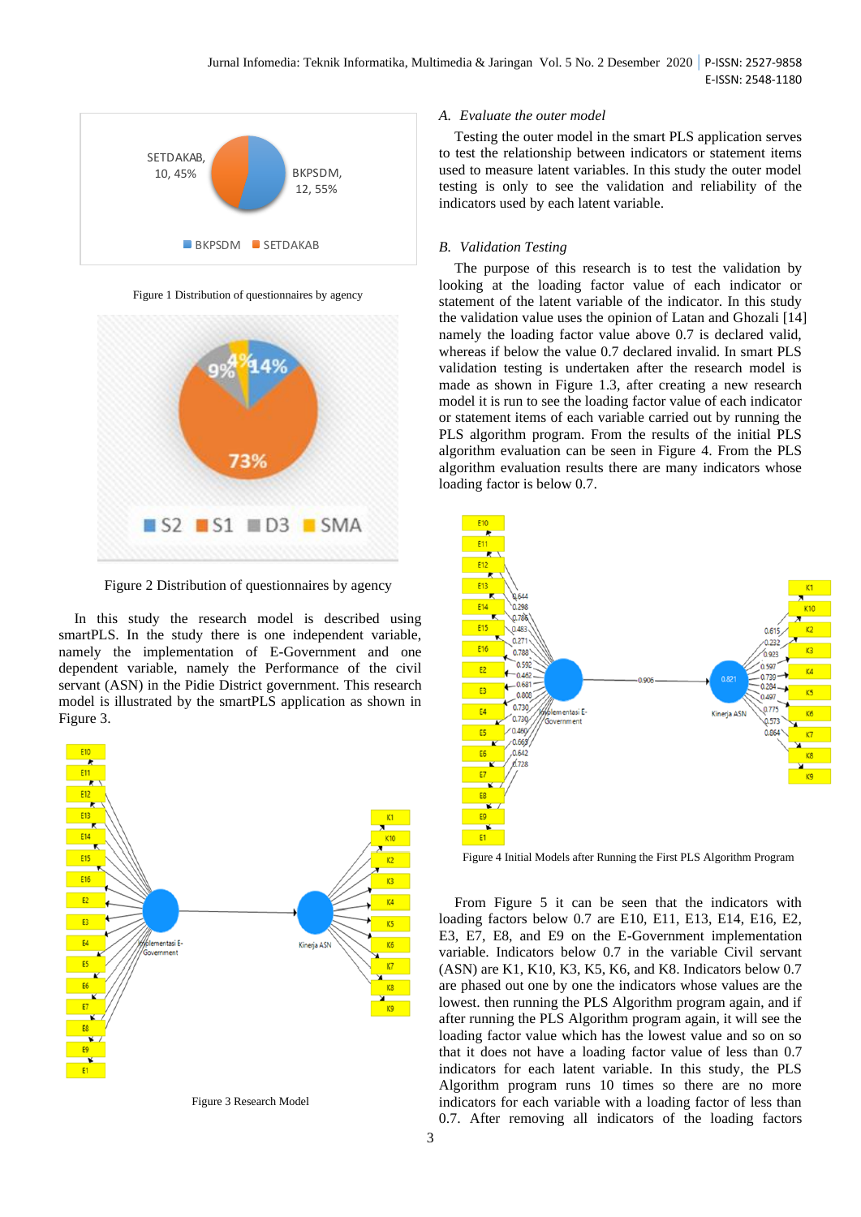Figure 1 Distribution of questionnaires by agency

Figure 2 Distribution of questionnaires by agency

In this study the research model is described using smartPLS. In the study there is one independent variable, namely the implementation of E-Government and one dependent variable, namely the Performance of the civil servant (ASN) in the Pidie District government. This research model is illustrated by the smartPLS application as shown in Figure 3.

Figure 3 Research Model

### A. Evaluate the outer model

Testing the outer model in the smart PLS application serves to test the relationship between indicators or statement items used to measure latent variables. In this study the outer model testing is only to see the validation and reliability of the indicators used by each latent variable.

### B. Validation Testing

The purpose of this research is to test the validation by looking at the loading factor value of each indicator or statement of the latent variable of the indicator. In this study the validation value uses the opinion of Latan and Ghozali [14] namely the loading factor value above 0.7 is declared valid, whereas if below the value 0.7 declared invalid. In smart PLS validation testing is undertaken after the research model is made as shown in Figure 1.3, after creating a new research model it is run to see the loading factor value of each indicator or statement items of each variable carried out by running the PLS algorithm program. From the results of the initial PLS algorithm evaluation can be seen in Figure 4. From the PLS algorithm evaluation results there are many indicators whose loading factor is below 0.7.

Figure 4 Initial Models after Running the First PLS Algorithm Program

From Figure 5 it can be seen that the indicators with loading factors below 0.7 are E10, E11, E13, E14, E16, E2, E3, E7, E8, and E9 on the E-Government implementation variable. Indicators below 0.7 in the variable Civil servant (ASN) are K1, K10, K3, K5, K6, and K8. Indicators below 0.7 are phased out one by one the indicators whose values are the lowest. then running the PLS Algorithm program again, and if after running the PLS Algorithm program again, it will see the loading factor value which has the lowest value and so on so that it does not have a loading factor value of less than 0.7 indicators for each latent variable. In this study, the PLS Algorithm program runs 10 times so there are no more indicators for each variable with a loading factor of less than 0.7. After removing all indicators of the loading factors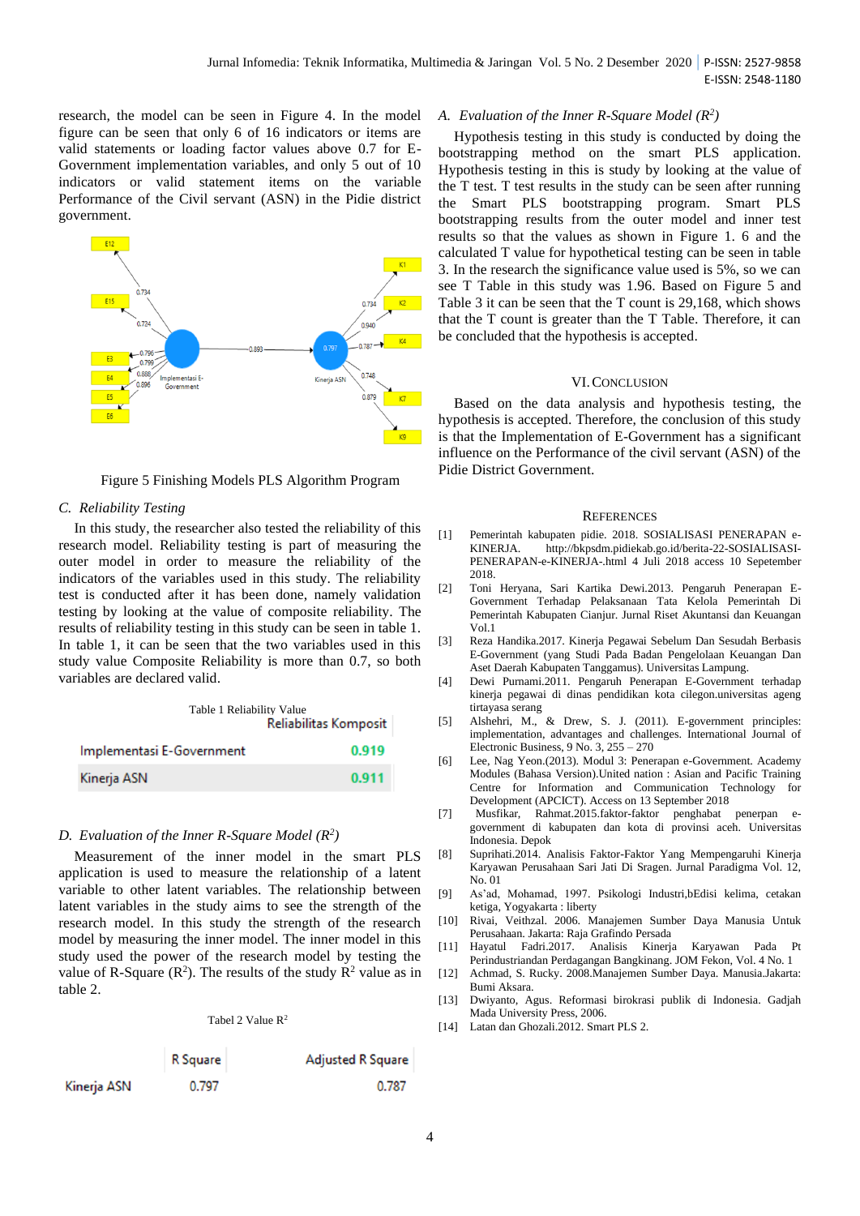research, the model can be seen in Figure 4. In the model figure can be seen that only 6 of 16 indicators or items are valid statements or loading factor values above 0.7 for E-Government implementation variables, and only 5 out of 10 indicators or valid statement items on the variable Performance of the Civil servant (ASN) in the Pidie district government.

E12
E15
E3
E4
E5
E6
0.734
0.724
0.796
0.799
0.888
0.896
Implementasi E-Government
0.893
0.797
Kinerja ASN
K1
K2
K4
K7
K9
0.734
0.940
0.787
0.748
0.879

Figure 5 Finishing Models PLS Algorithm Program

### C. Reliability Testing

In this study, the researcher also tested the reliability of this research model. Reliability testing is part of measuring the outer model in order to measure the reliability of the indicators of the variables used in this study. The reliability test is conducted after it has been done, namely validation testing by looking at the value of composite reliability. The results of reliability testing in this study can be seen in table 1. In table 1, it can be seen that the two variables used in this study value Composite Reliability is more than 0.7, so both variables are declared valid.

Table 1 Reliability Value

| | Reliabilitas Komposit |
|---|---|
| Implementasi E-Government | 0.919 |
| Kinerja ASN | 0.911 |

### D. Evaluation of the Inner R-Square Model ($R^2$)

Measurement of the inner model in the smart PLS application is used to measure the relationship of a latent variable to other latent variables. The relationship between latent variables in the study aims to see the strength of the research model. In this study the strength of the research model by measuring the inner model. The inner model in this study used the power of the research model by testing the value of R-Square ($R^2$). The results of the study $R^2$ value as in table 2.

Tabel 2 Value $R^2$

| | R Square | Adjusted R Square |
|---|---|---|
| Kinerja ASN | 0.797 | 0.787 |

### A. Evaluation of the Inner R-Square Model ($R^2$)

Hypothesis testing in this study is conducted by doing the bootstrapping method on the smart PLS application. Hypothesis testing in this is study by looking at the value of the T test. T test results in the study can be seen after running the Smart PLS bootstrapping program. Smart PLS bootstrapping results from the outer model and inner test results so that the values as shown in Figure 1. 6 and the calculated T value for hypothetical testing can be seen in table 3. In the research the significance value used is 5%, so we can see T Table in this study was 1.96. Based on Figure 5 and Table 3 it can be seen that the T count is 29,168, which shows that the T count is greater than the T Table. Therefore, it can be concluded that the hypothesis is accepted.

## VI. Conclusion

Based on the data analysis and hypothesis testing, the hypothesis is accepted. Therefore, the conclusion of this study is that the Implementation of E-Government has a significant influence on the Performance of the civil servant (ASN) of the Pidie District Government.

## References

[1] Pemerintah kabupaten pidie. 2018. SOSIALISASI PENERAPAN e-KINERJA. http://bkpsdm.pidiekab.go.id/berita-22-SOSIALISASI-PENERAPAN-e-KINERJA-.html 4 Juli 2018 access 10 Sepetember 2018.

[2] Toni Heryana, Sari Kartika Dewi.2013. Pengaruh Penerapan E-Government Terhadap Pelaksanaan Tata Kelola Pemerintah Di Pemerintah Kabupaten Cianjur. Jurnal Riset Akuntansi dan Keuangan Vol.1

[3] Reza Handika.2017. Kinerja Pegawai Sebelum Dan Sesudah Berbasis E-Government (yang Studi Pada Badan Pengelolaan Keuangan Dan Aset Daerah Kabupaten Tanggamus). Universitas Lampung.

[4] Dewi Purnami.2011. Pengaruh Penerapan E-Government terhadap kinerja pegawai di dinas pendidikan kota cilegon.universitas ageng tirtayasa serang

[5] Alshehri, M., & Drew, S. J. (2011). E-government principles: implementation, advantages and challenges. International Journal of Electronic Business, 9 No. 3, 255 – 270

[6] Lee, Nag Yeon.(2013). Modul 3: Penerapan e-Government. Academy Modules (Bahasa Version).United nation : Asian and Pacific Training Centre for Information and Communication Technology for Development (APCICT). Access on 13 September 2018

[7] Musfikar, Rahmat.2015.faktor-faktor penghabat penerpan e-government di kabupaten dan kota di provinsi aceh. Universitas Indonesia. Depok

[8] Suprihati.2014. Analisis Faktor-Faktor Yang Mempengaruhi Kinerja Karyawan Perusahaan Sari Jati Di Sragen. Jurnal Paradigma Vol. 12, No. 01

[9] As'ad, Mohamad, 1997. Psikologi Industri,bEdisi kelima, cetakan ketiga, Yogyakarta : liberty

[10] Rivai, Veithzal. 2006. Manajemen Sumber Daya Manusia Untuk Perusahaan. Jakarta: Raja Grafindo Persada

[11] Hayatul Fadri.2017. Analisis Kinerja Karyawan Pada Pt Perindustriandan Perdagangan Bangkinang. JOM Fekon, Vol. 4 No. 1

[12] Achmad, S. Rucky. 2008.Manajemen Sumber Daya. Manusia.Jakarta: Bumi Aksara.

[13] Dwiyanto, Agus. Reformasi birokrasi publik di Indonesia. Gadjah Mada University Press, 2006.

[14] Latan dan Ghozali.2012. Smart PLS 2.